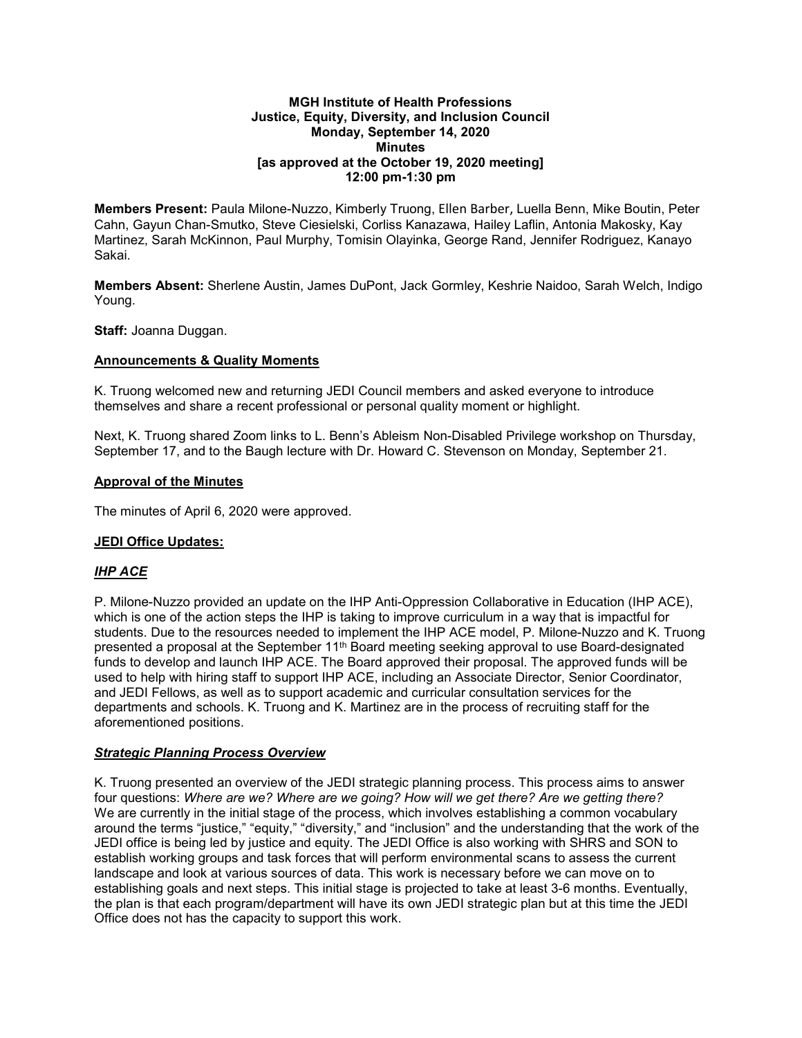**MGH Institute of Health Professions**
**Justice, Equity, Diversity, and Inclusion Council**
**Monday, September 14, 2020**
**Minutes**
**[as approved at the October 19, 2020 meeting]**
**12:00 pm-1:30 pm**

**Members Present:** Paula Milone-Nuzzo, Kimberly Truong, Ellen Barber, Luella Benn, Mike Boutin, Peter Cahn, Gayun Chan-Smutko, Steve Ciesielski, Corliss Kanazawa, Hailey Laflin, Antonia Makosky, Kay Martinez, Sarah McKinnon, Paul Murphy, Tomisin Olayinka, George Rand, Jennifer Rodriguez, Kanayo Sakai.

**Members Absent:** Sherlene Austin, James DuPont, Jack Gormley, Keshrie Naidoo, Sarah Welch, Indigo Young.

**Staff:** Joanna Duggan.

## Announcements & Quality Moments

K. Truong welcomed new and returning JEDI Council members and asked everyone to introduce themselves and share a recent professional or personal quality moment or highlight.

Next, K. Truong shared Zoom links to L. Benn's Ableism Non-Disabled Privilege workshop on Thursday, September 17, and to the Baugh lecture with Dr. Howard C. Stevenson on Monday, September 21.

## Approval of the Minutes

The minutes of April 6, 2020 were approved.

## JEDI Office Updates:

### *IHP ACE*

P. Milone-Nuzzo provided an update on the IHP Anti-Oppression Collaborative in Education (IHP ACE), which is one of the action steps the IHP is taking to improve curriculum in a way that is impactful for students. Due to the resources needed to implement the IHP ACE model, P. Milone-Nuzzo and K. Truong presented a proposal at the September 11th Board meeting seeking approval to use Board-designated funds to develop and launch IHP ACE. The Board approved their proposal. The approved funds will be used to help with hiring staff to support IHP ACE, including an Associate Director, Senior Coordinator, and JEDI Fellows, as well as to support academic and curricular consultation services for the departments and schools. K. Truong and K. Martinez are in the process of recruiting staff for the aforementioned positions.

### *Strategic Planning Process Overview*

K. Truong presented an overview of the JEDI strategic planning process. This process aims to answer four questions: *Where are we? Where are we going? How will we get there? Are we getting there?* We are currently in the initial stage of the process, which involves establishing a common vocabulary around the terms "justice," "equity," "diversity," and "inclusion" and the understanding that the work of the JEDI office is being led by justice and equity. The JEDI Office is also working with SHRS and SON to establish working groups and task forces that will perform environmental scans to assess the current landscape and look at various sources of data. This work is necessary before we can move on to establishing goals and next steps. This initial stage is projected to take at least 3-6 months. Eventually, the plan is that each program/department will have its own JEDI strategic plan but at this time the JEDI Office does not has the capacity to support this work.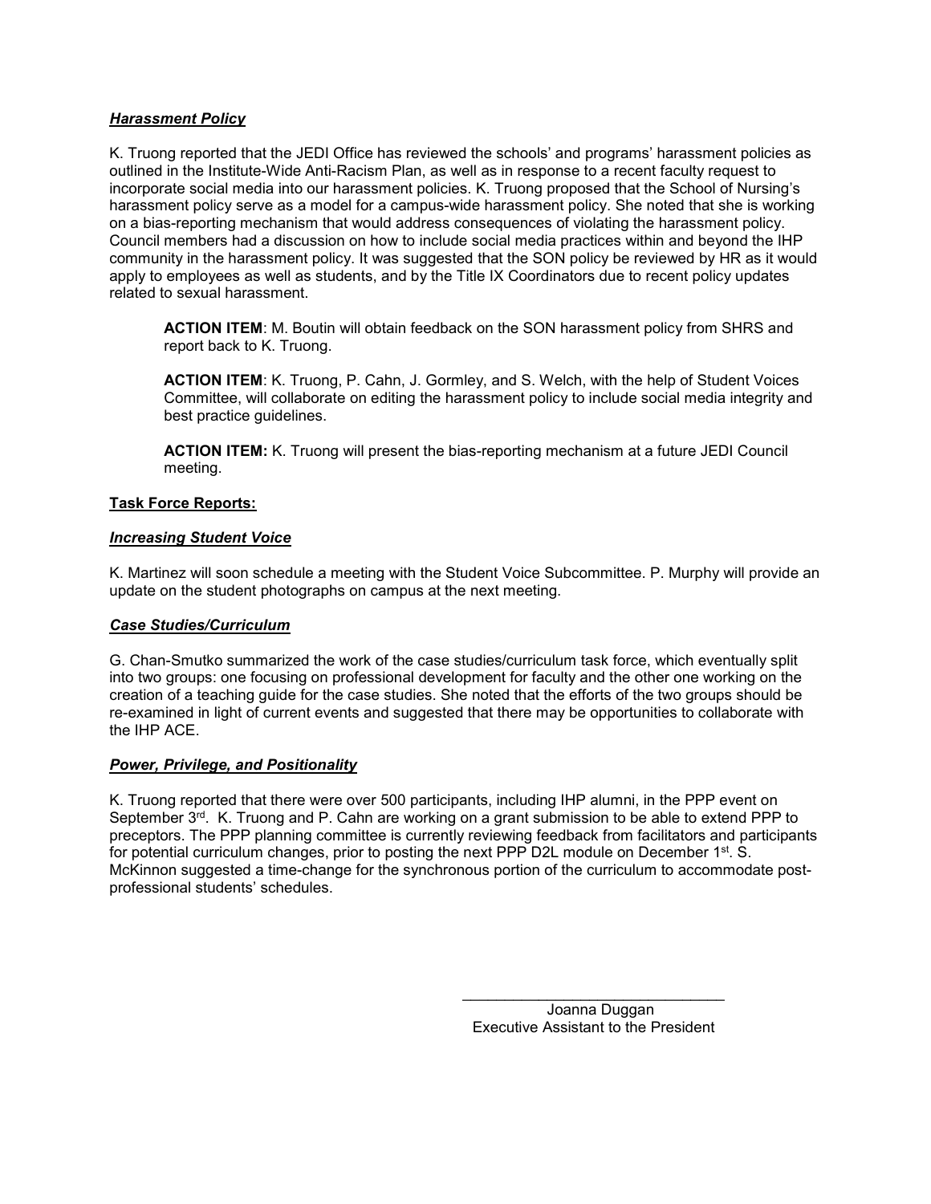***Harassment Policy***

K. Truong reported that the JEDI Office has reviewed the schools' and programs' harassment policies as outlined in the Institute-Wide Anti-Racism Plan, as well as in response to a recent faculty request to incorporate social media into our harassment policies. K. Truong proposed that the School of Nursing's harassment policy serve as a model for a campus-wide harassment policy. She noted that she is working on a bias-reporting mechanism that would address consequences of violating the harassment policy. Council members had a discussion on how to include social media practices within and beyond the IHP community in the harassment policy. It was suggested that the SON policy be reviewed by HR as it would apply to employees as well as students, and by the Title IX Coordinators due to recent policy updates related to sexual harassment.

> **ACTION ITEM**: M. Boutin will obtain feedback on the SON harassment policy from SHRS and report back to K. Truong.
>
> **ACTION ITEM**: K. Truong, P. Cahn, J. Gormley, and S. Welch, with the help of Student Voices Committee, will collaborate on editing the harassment policy to include social media integrity and best practice guidelines.
>
> **ACTION ITEM:** K. Truong will present the bias-reporting mechanism at a future JEDI Council meeting.

**Task Force Reports:**

***Increasing Student Voice***

K. Martinez will soon schedule a meeting with the Student Voice Subcommittee. P. Murphy will provide an update on the student photographs on campus at the next meeting.

***Case Studies/Curriculum***

G. Chan-Smutko summarized the work of the case studies/curriculum task force, which eventually split into two groups: one focusing on professional development for faculty and the other one working on the creation of a teaching guide for the case studies. She noted that the efforts of the two groups should be re-examined in light of current events and suggested that there may be opportunities to collaborate with the IHP ACE.

***Power, Privilege, and Positionality***

K. Truong reported that there were over 500 participants, including IHP alumni, in the PPP event on September 3rd. K. Truong and P. Cahn are working on a grant submission to be able to extend PPP to preceptors. The PPP planning committee is currently reviewing feedback from facilitators and participants for potential curriculum changes, prior to posting the next PPP D2L module on December 1st. S. McKinnon suggested a time-change for the synchronous portion of the curriculum to accommodate post-professional students' schedules.

\_\_\_\_\_\_\_\_\_\_\_\_\_\_\_\_\_\_\_\_\_\_\_\_\_\_\_\_\_\_\_\_

Joanna Duggan
Executive Assistant to the President